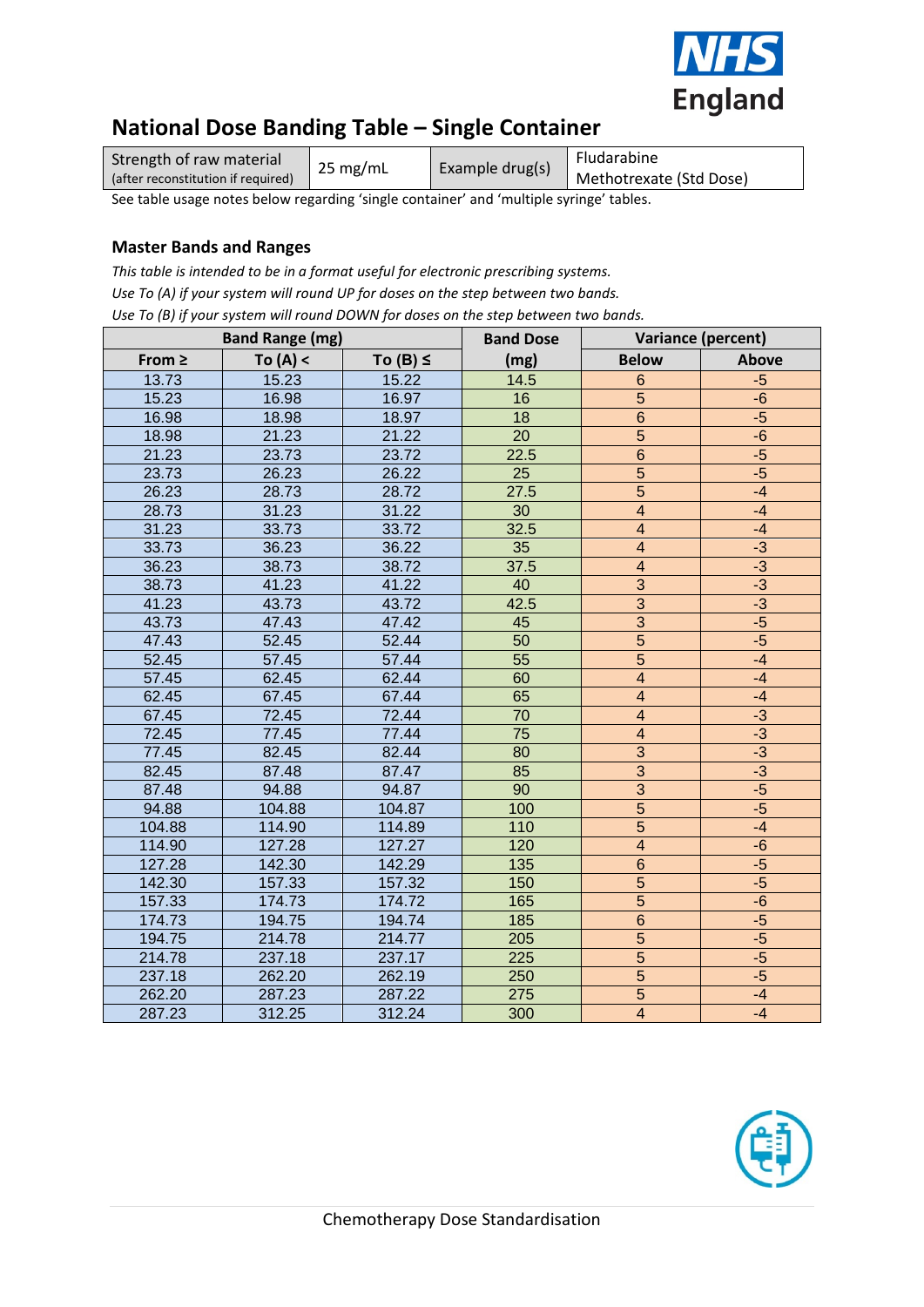# National Dose Banding Table – Single Container

| Strength of raw material (after reconstitution if required) | 25 mg/mL | Example drug(s) | Fludarabine Methotrexate (Std Dose) |
|---|---|---|---|

See table usage notes below regarding 'single container' and 'multiple syringe' tables.

## Master Bands and Ranges

*This table is intended to be in a format useful for electronic prescribing systems.*
*Use To (A) if your system will round UP for doses on the step between two bands.*
*Use To (B) if your system will round DOWN for doses on the step between two bands.*

| Band Range (mg) | | | Band Dose | Variance (percent) | |
|---|---|---|---|---|---|
| From ≥ | To (A) < | To (B) ≤ | (mg) | Below | Above |
| 13.73 | 15.23 | 15.22 | 14.5 | 6 | -5 |
| 15.23 | 16.98 | 16.97 | 16 | 5 | -6 |
| 16.98 | 18.98 | 18.97 | 18 | 6 | -5 |
| 18.98 | 21.23 | 21.22 | 20 | 5 | -6 |
| 21.23 | 23.73 | 23.72 | 22.5 | 6 | -5 |
| 23.73 | 26.23 | 26.22 | 25 | 5 | -5 |
| 26.23 | 28.73 | 28.72 | 27.5 | 5 | -4 |
| 28.73 | 31.23 | 31.22 | 30 | 4 | -4 |
| 31.23 | 33.73 | 33.72 | 32.5 | 4 | -4 |
| 33.73 | 36.23 | 36.22 | 35 | 4 | -3 |
| 36.23 | 38.73 | 38.72 | 37.5 | 4 | -3 |
| 38.73 | 41.23 | 41.22 | 40 | 3 | -3 |
| 41.23 | 43.73 | 43.72 | 42.5 | 3 | -3 |
| 43.73 | 47.43 | 47.42 | 45 | 3 | -5 |
| 47.43 | 52.45 | 52.44 | 50 | 5 | -5 |
| 52.45 | 57.45 | 57.44 | 55 | 5 | -4 |
| 57.45 | 62.45 | 62.44 | 60 | 4 | -4 |
| 62.45 | 67.45 | 67.44 | 65 | 4 | -4 |
| 67.45 | 72.45 | 72.44 | 70 | 4 | -3 |
| 72.45 | 77.45 | 77.44 | 75 | 4 | -3 |
| 77.45 | 82.45 | 82.44 | 80 | 3 | -3 |
| 82.45 | 87.48 | 87.47 | 85 | 3 | -3 |
| 87.48 | 94.88 | 94.87 | 90 | 3 | -5 |
| 94.88 | 104.88 | 104.87 | 100 | 5 | -5 |
| 104.88 | 114.90 | 114.89 | 110 | 5 | -4 |
| 114.90 | 127.28 | 127.27 | 120 | 4 | -6 |
| 127.28 | 142.30 | 142.29 | 135 | 6 | -5 |
| 142.30 | 157.33 | 157.32 | 150 | 5 | -5 |
| 157.33 | 174.73 | 174.72 | 165 | 5 | -6 |
| 174.73 | 194.75 | 194.74 | 185 | 6 | -5 |
| 194.75 | 214.78 | 214.77 | 205 | 5 | -5 |
| 214.78 | 237.18 | 237.17 | 225 | 5 | -5 |
| 237.18 | 262.20 | 262.19 | 250 | 5 | -5 |
| 262.20 | 287.23 | 287.22 | 275 | 5 | -4 |
| 287.23 | 312.25 | 312.24 | 300 | 4 | -4 |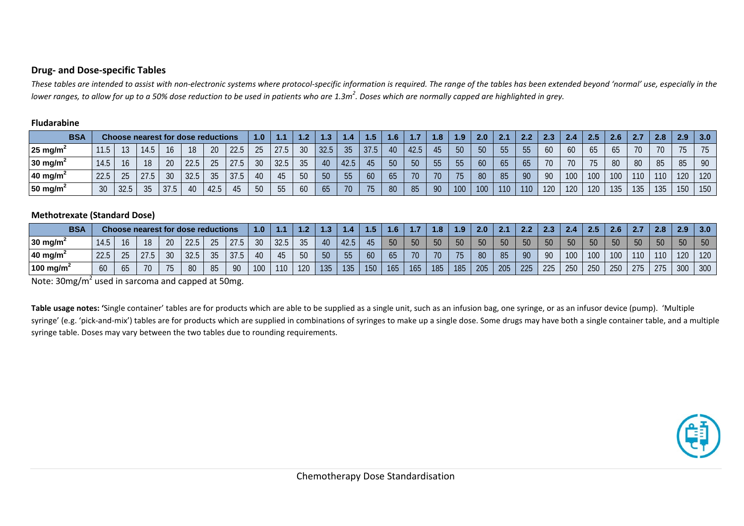## Drug- and Dose-specific Tables

*These tables are intended to assist with non-electronic systems where protocol-specific information is required. The range of the tables has been extended beyond 'normal' use, especially in the lower ranges, to allow for up to a 50% dose reduction to be used in patients who are 1.3m$^2$. Doses which are normally capped are highlighted in grey.*

### Fludarabine

| BSA | Choose nearest for dose reductions | | | | | | | 1.0 | 1.1 | 1.2 | 1.3 | 1.4 | 1.5 | 1.6 | 1.7 | 1.8 | 1.9 | 2.0 | 2.1 | 2.2 | 2.3 | 2.4 | 2.5 | 2.6 | 2.7 | 2.8 | 2.9 | 3.0 |
|---|---|---|---|---|---|---|---|---|---|---|---|---|---|---|---|---|---|---|---|---|---|---|---|---|---|---|---|---|
| 25 mg/m$^2$ | 11.5 | 13 | 14.5 | 16 | 18 | 20 | 22.5 | 25 | 27.5 | 30 | 32.5 | 35 | 37.5 | 40 | 42.5 | 45 | 50 | 50 | 55 | 55 | 60 | 60 | 65 | 65 | 70 | 70 | 75 | 75 |
| 30 mg/m$^2$ | 14.5 | 16 | 18 | 20 | 22.5 | 25 | 27.5 | 30 | 32.5 | 35 | 40 | 42.5 | 45 | 50 | 50 | 55 | 55 | 60 | 65 | 65 | 70 | 70 | 75 | 80 | 80 | 85 | 85 | 90 |
| 40 mg/m$^2$ | 22.5 | 25 | 27.5 | 30 | 32.5 | 35 | 37.5 | 40 | 45 | 50 | 50 | 55 | 60 | 65 | 70 | 70 | 75 | 80 | 85 | 90 | 90 | 100 | 100 | 100 | 110 | 110 | 120 | 120 |
| 50 mg/m$^2$ | 30 | 32.5 | 35 | 37.5 | 40 | 42.5 | 45 | 50 | 55 | 60 | 65 | 70 | 75 | 80 | 85 | 90 | 100 | 100 | 110 | 110 | 120 | 120 | 120 | 135 | 135 | 135 | 150 | 150 |

### Methotrexate (Standard Dose)

| BSA | Choose nearest for dose reductions | | | | | | | 1.0 | 1.1 | 1.2 | 1.3 | 1.4 | 1.5 | 1.6 | 1.7 | 1.8 | 1.9 | 2.0 | 2.1 | 2.2 | 2.3 | 2.4 | 2.5 | 2.6 | 2.7 | 2.8 | 2.9 | 3.0 |
|---|---|---|---|---|---|---|---|---|---|---|---|---|---|---|---|---|---|---|---|---|---|---|---|---|---|---|---|---|
| 30 mg/m$^2$ | 14.5 | 16 | 18 | 20 | 22.5 | 25 | 27.5 | 30 | 32.5 | 35 | 40 | 42.5 | 45 | 50 | 50 | 50 | 50 | 50 | 50 | 50 | 50 | 50 | 50 | 50 | 50 | 50 | 50 | 50 |
| 40 mg/m$^2$ | 22.5 | 25 | 27.5 | 30 | 32.5 | 35 | 37.5 | 40 | 45 | 50 | 50 | 55 | 60 | 65 | 70 | 70 | 75 | 80 | 85 | 90 | 90 | 100 | 100 | 100 | 110 | 110 | 120 | 120 |
| 100 mg/m$^2$ | 60 | 65 | 70 | 75 | 80 | 85 | 90 | 100 | 110 | 120 | 135 | 135 | 150 | 165 | 165 | 185 | 185 | 205 | 205 | 225 | 225 | 250 | 250 | 250 | 275 | 275 | 300 | 300 |

Note: 30mg/m$^2$ used in sarcoma and capped at 50mg.

**Table usage notes:** 'Single container' tables are for products which are able to be supplied as a single unit, such as an infusion bag, one syringe, or as an infusor device (pump). 'Multiple syringe' (e.g. 'pick-and-mix') tables are for products which are supplied in combinations of syringes to make up a single dose. Some drugs may have both a single container table, and a multiple syringe table. Doses may vary between the two tables due to rounding requirements.